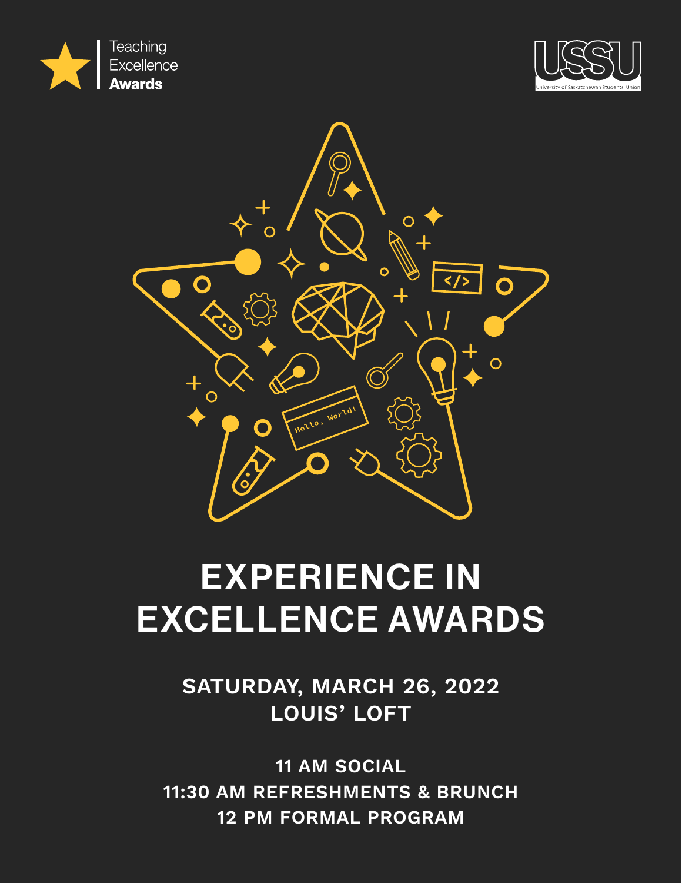Teaching Excellence **Awards**

USSU

University of Saskatchewan Students' Union

# EXPERIENCE IN EXCELLENCE AWARDS

**SATURDAY, MARCH 26, 2022**
**LOUIS' LOFT**

**11 AM SOCIAL**
**11:30 AM REFRESHMENTS & BRUNCH**
**12 PM FORMAL PROGRAM**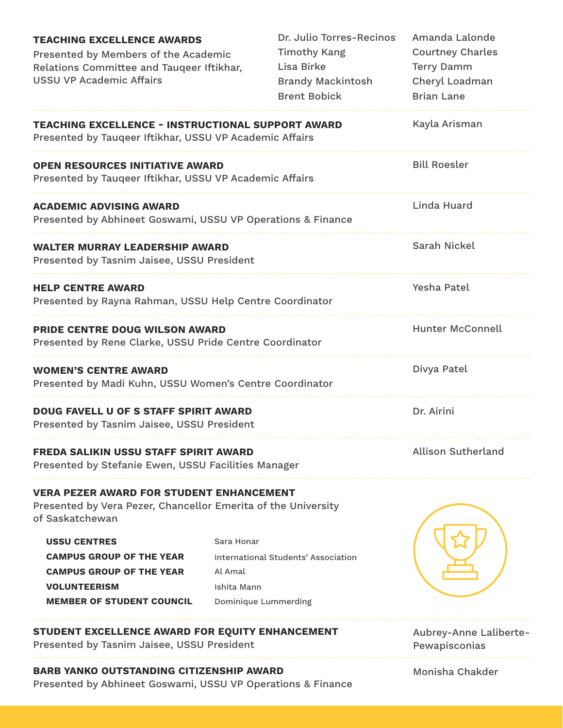**TEACHING EXCELLENCE AWARDS**
Presented by Members of the Academic Relations Committee and Tauqeer Iftikhar, USSU VP Academic Affairs

Dr. Julio Torres-Recinos
Timothy Kang
Lisa Birke
Brandy Mackintosh
Brent Bobick
Amanda Lalonde
Courtney Charles
Terry Damm
Cheryl Loadman
Brian Lane

**TEACHING EXCELLENCE - INSTRUCTIONAL SUPPORT AWARD**
Presented by Tauqeer Iftikhar, USSU VP Academic Affairs

Kayla Arisman

**OPEN RESOURCES INITIATIVE AWARD**
Presented by Tauqeer Iftikhar, USSU VP Academic Affairs

Bill Roesler

**ACADEMIC ADVISING AWARD**
Presented by Abhineet Goswami, USSU VP Operations & Finance

Linda Huard

**WALTER MURRAY LEADERSHIP AWARD**
Presented by Tasnim Jaisee, USSU President

Sarah Nickel

**HELP CENTRE AWARD**
Presented by Rayna Rahman, USSU Help Centre Coordinator

Yesha Patel

**PRIDE CENTRE DOUG WILSON AWARD**
Presented by Rene Clarke, USSU Pride Centre Coordinator

Hunter McConnell

**WOMEN'S CENTRE AWARD**
Presented by Madi Kuhn, USSU Women's Centre Coordinator

Divya Patel

**DOUG FAVELL U OF S STAFF SPIRIT AWARD**
Presented by Tasnim Jaisee, USSU President

Dr. Airini

**FREDA SALIKIN USSU STAFF SPIRIT AWARD**
Presented by Stefanie Ewen, USSU Facilities Manager

Allison Sutherland

**VERA PEZER AWARD FOR STUDENT ENHANCEMENT**
Presented by Vera Pezer, Chancellor Emerita of the University of Saskatchewan

| | |
|---|---|
| **USSU CENTRES** | Sara Honar |
| **CAMPUS GROUP OF THE YEAR** | International Students' Association |
| **CAMPUS GROUP OF THE YEAR** | Al Amal |
| **VOLUNTEERISM** | Ishita Mann |
| **MEMBER OF STUDENT COUNCIL** | Dominique Lummerding |

**STUDENT EXCELLENCE AWARD FOR EQUITY ENHANCEMENT**
Presented by Tasnim Jaisee, USSU President

Aubrey-Anne Laliberte-Pewapisconias

**BARB YANKO OUTSTANDING CITIZENSHIP AWARD**
Presented by Abhineet Goswami, USSU VP Operations & Finance

Monisha Chakder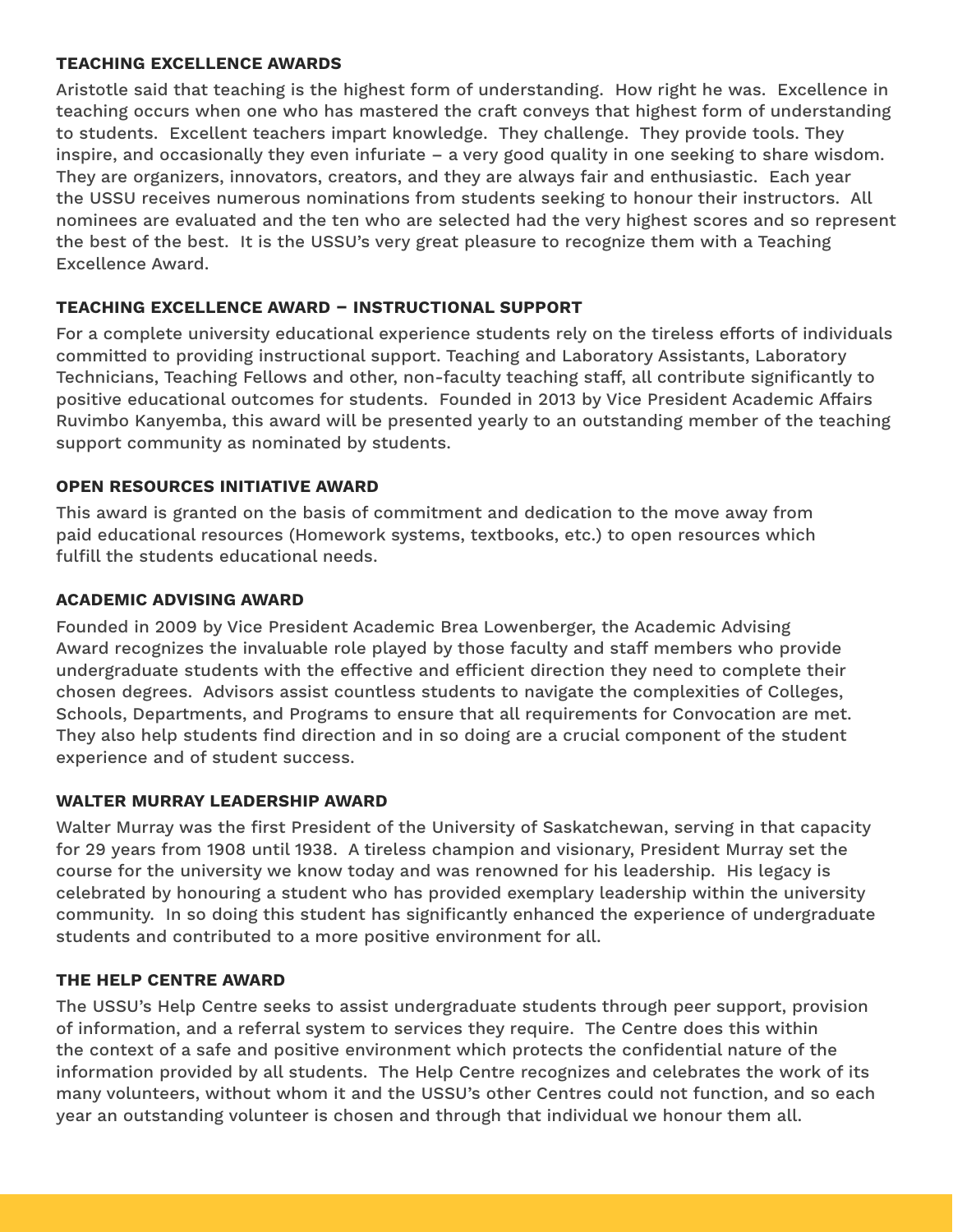### TEACHING EXCELLENCE AWARDS

Aristotle said that teaching is the highest form of understanding. How right he was. Excellence in teaching occurs when one who has mastered the craft conveys that highest form of understanding to students. Excellent teachers impart knowledge. They challenge. They provide tools. They inspire, and occasionally they even infuriate – a very good quality in one seeking to share wisdom. They are organizers, innovators, creators, and they are always fair and enthusiastic. Each year the USSU receives numerous nominations from students seeking to honour their instructors. All nominees are evaluated and the ten who are selected had the very highest scores and so represent the best of the best. It is the USSU's very great pleasure to recognize them with a Teaching Excellence Award.

### TEACHING EXCELLENCE AWARD – INSTRUCTIONAL SUPPORT

For a complete university educational experience students rely on the tireless efforts of individuals committed to providing instructional support. Teaching and Laboratory Assistants, Laboratory Technicians, Teaching Fellows and other, non-faculty teaching staff, all contribute significantly to positive educational outcomes for students. Founded in 2013 by Vice President Academic Affairs Ruvimbo Kanyemba, this award will be presented yearly to an outstanding member of the teaching support community as nominated by students.

### OPEN RESOURCES INITIATIVE AWARD

This award is granted on the basis of commitment and dedication to the move away from paid educational resources (Homework systems, textbooks, etc.) to open resources which fulfill the students educational needs.

### ACADEMIC ADVISING AWARD

Founded in 2009 by Vice President Academic Brea Lowenberger, the Academic Advising Award recognizes the invaluable role played by those faculty and staff members who provide undergraduate students with the effective and efficient direction they need to complete their chosen degrees. Advisors assist countless students to navigate the complexities of Colleges, Schools, Departments, and Programs to ensure that all requirements for Convocation are met. They also help students find direction and in so doing are a crucial component of the student experience and of student success.

### WALTER MURRAY LEADERSHIP AWARD

Walter Murray was the first President of the University of Saskatchewan, serving in that capacity for 29 years from 1908 until 1938. A tireless champion and visionary, President Murray set the course for the university we know today and was renowned for his leadership. His legacy is celebrated by honouring a student who has provided exemplary leadership within the university community. In so doing this student has significantly enhanced the experience of undergraduate students and contributed to a more positive environment for all.

### THE HELP CENTRE AWARD

The USSU's Help Centre seeks to assist undergraduate students through peer support, provision of information, and a referral system to services they require. The Centre does this within the context of a safe and positive environment which protects the confidential nature of the information provided by all students. The Help Centre recognizes and celebrates the work of its many volunteers, without whom it and the USSU's other Centres could not function, and so each year an outstanding volunteer is chosen and through that individual we honour them all.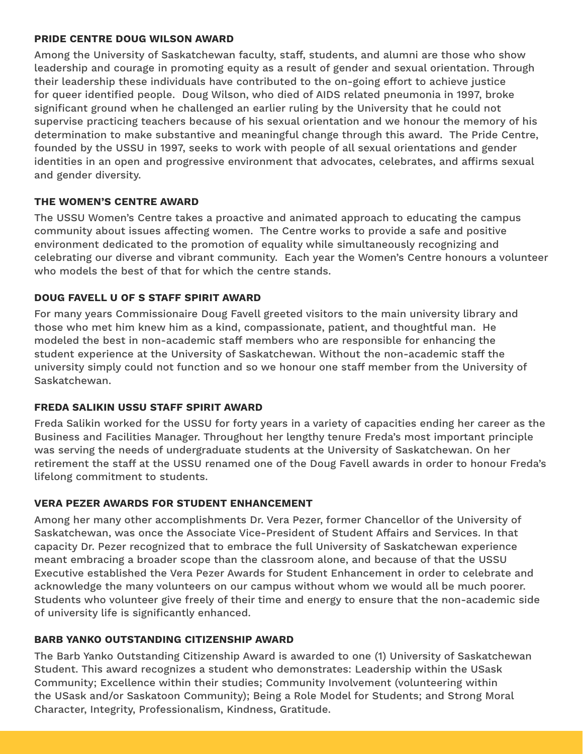## PRIDE CENTRE DOUG WILSON AWARD

Among the University of Saskatchewan faculty, staff, students, and alumni are those who show leadership and courage in promoting equity as a result of gender and sexual orientation. Through their leadership these individuals have contributed to the on-going effort to achieve justice for queer identified people. Doug Wilson, who died of AIDS related pneumonia in 1997, broke significant ground when he challenged an earlier ruling by the University that he could not supervise practicing teachers because of his sexual orientation and we honour the memory of his determination to make substantive and meaningful change through this award. The Pride Centre, founded by the USSU in 1997, seeks to work with people of all sexual orientations and gender identities in an open and progressive environment that advocates, celebrates, and affirms sexual and gender diversity.

## THE WOMEN'S CENTRE AWARD

The USSU Women's Centre takes a proactive and animated approach to educating the campus community about issues affecting women. The Centre works to provide a safe and positive environment dedicated to the promotion of equality while simultaneously recognizing and celebrating our diverse and vibrant community. Each year the Women's Centre honours a volunteer who models the best of that for which the centre stands.

## DOUG FAVELL U OF S STAFF SPIRIT AWARD

For many years Commissionaire Doug Favell greeted visitors to the main university library and those who met him knew him as a kind, compassionate, patient, and thoughtful man. He modeled the best in non-academic staff members who are responsible for enhancing the student experience at the University of Saskatchewan. Without the non-academic staff the university simply could not function and so we honour one staff member from the University of Saskatchewan.

## FREDA SALIKIN USSU STAFF SPIRIT AWARD

Freda Salikin worked for the USSU for forty years in a variety of capacities ending her career as the Business and Facilities Manager. Throughout her lengthy tenure Freda's most important principle was serving the needs of undergraduate students at the University of Saskatchewan. On her retirement the staff at the USSU renamed one of the Doug Favell awards in order to honour Freda's lifelong commitment to students.

## VERA PEZER AWARDS FOR STUDENT ENHANCEMENT

Among her many other accomplishments Dr. Vera Pezer, former Chancellor of the University of Saskatchewan, was once the Associate Vice-President of Student Affairs and Services. In that capacity Dr. Pezer recognized that to embrace the full University of Saskatchewan experience meant embracing a broader scope than the classroom alone, and because of that the USSU Executive established the Vera Pezer Awards for Student Enhancement in order to celebrate and acknowledge the many volunteers on our campus without whom we would all be much poorer. Students who volunteer give freely of their time and energy to ensure that the non-academic side of university life is significantly enhanced.

## BARB YANKO OUTSTANDING CITIZENSHIP AWARD

The Barb Yanko Outstanding Citizenship Award is awarded to one (1) University of Saskatchewan Student. This award recognizes a student who demonstrates: Leadership within the USask Community; Excellence within their studies; Community Involvement (volunteering within the USask and/or Saskatoon Community); Being a Role Model for Students; and Strong Moral Character, Integrity, Professionalism, Kindness, Gratitude.